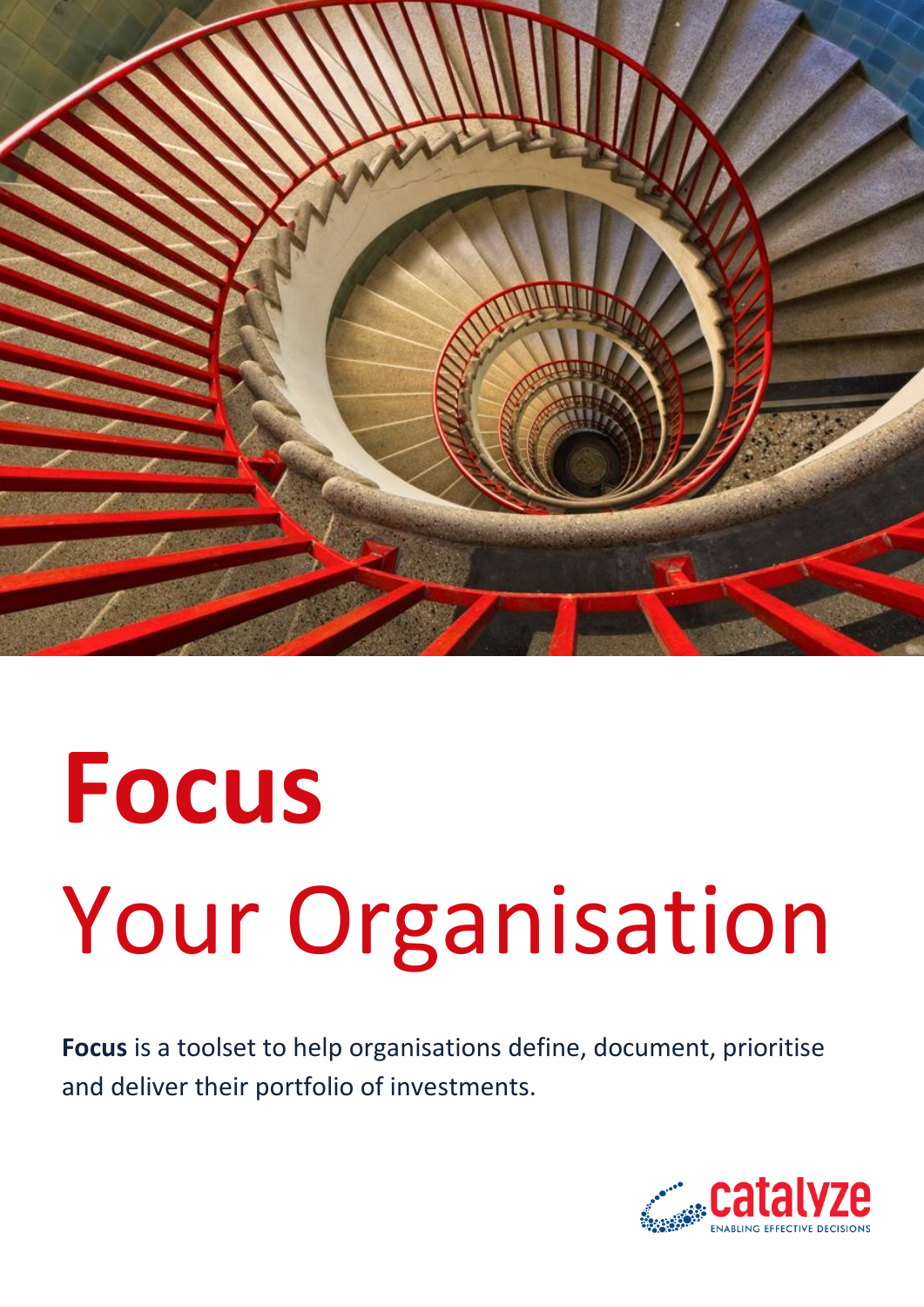# Focus

# Your Organisation

**Focus** is a toolset to help organisations define, document, prioritise and deliver their portfolio of investments.

catalyze
ENABLING EFFECTIVE DECISIONS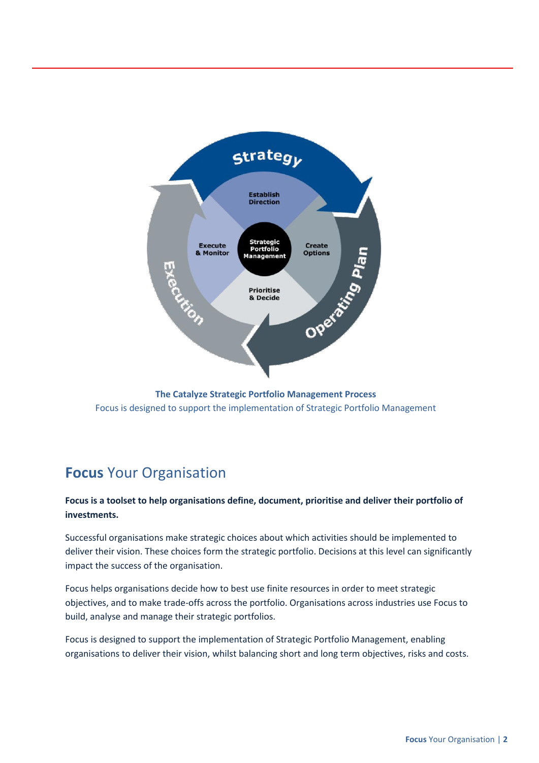**The Catalyze Strategic Portfolio Management Process**

Focus is designed to support the implementation of Strategic Portfolio Management

## **Focus** Your Organisation

**Focus is a toolset to help organisations define, document, prioritise and deliver their portfolio of investments.**

Successful organisations make strategic choices about which activities should be implemented to deliver their vision. These choices form the strategic portfolio. Decisions at this level can significantly impact the success of the organisation.

Focus helps organisations decide how to best use finite resources in order to meet strategic objectives, and to make trade-offs across the portfolio. Organisations across industries use Focus to build, analyse and manage their strategic portfolios.

Focus is designed to support the implementation of Strategic Portfolio Management, enabling organisations to deliver their vision, whilst balancing short and long term objectives, risks and costs.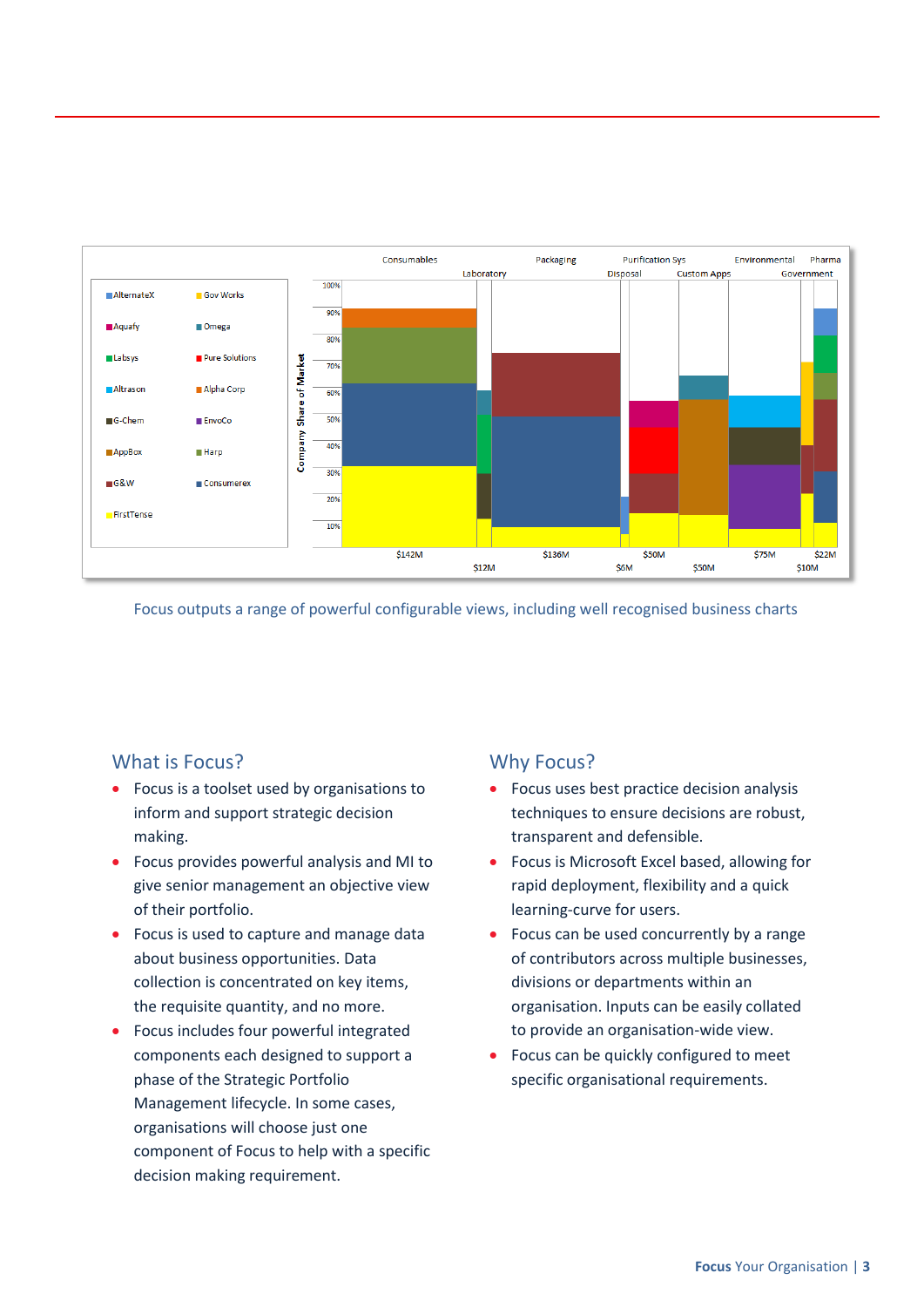Focus outputs a range of powerful configurable views, including well recognised business charts

## What is Focus?

- Focus is a toolset used by organisations to inform and support strategic decision making.
- Focus provides powerful analysis and MI to give senior management an objective view of their portfolio.
- Focus is used to capture and manage data about business opportunities. Data collection is concentrated on key items, the requisite quantity, and no more.
- Focus includes four powerful integrated components each designed to support a phase of the Strategic Portfolio Management lifecycle. In some cases, organisations will choose just one component of Focus to help with a specific decision making requirement.

## Why Focus?

- Focus uses best practice decision analysis techniques to ensure decisions are robust, transparent and defensible.
- Focus is Microsoft Excel based, allowing for rapid deployment, flexibility and a quick learning-curve for users.
- Focus can be used concurrently by a range of contributors across multiple businesses, divisions or departments within an organisation. Inputs can be easily collated to provide an organisation-wide view.
- Focus can be quickly configured to meet specific organisational requirements.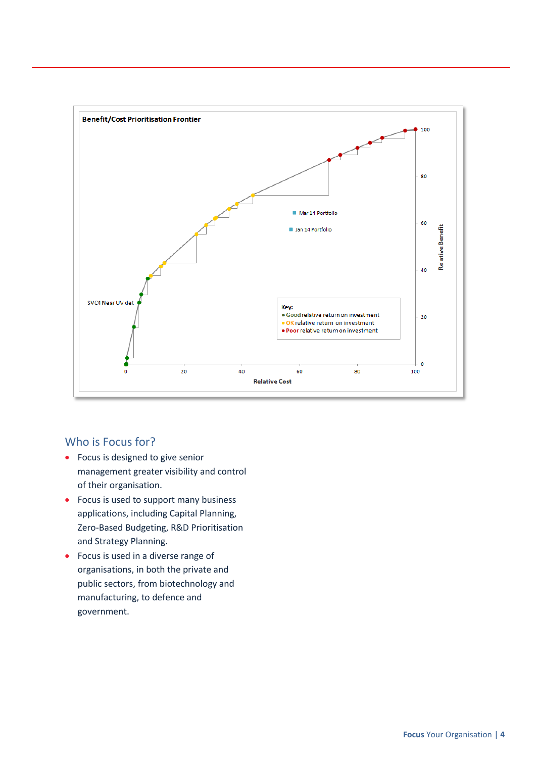**Benefit/Cost Prioritisation Frontier**

Mar 14 Portfolio

Jan 14 Portfolio

SVC4 Near UV det

Key:
- Good relative return on investment
- OK relative return on investment
- Poor relative return on investment

Relative Cost

Relative Benefit

## Who is Focus for?

- Focus is designed to give senior management greater visibility and control of their organisation.
- Focus is used to support many business applications, including Capital Planning, Zero-Based Budgeting, R&D Prioritisation and Strategy Planning.
- Focus is used in a diverse range of organisations, in both the private and public sectors, from biotechnology and manufacturing, to defence and government.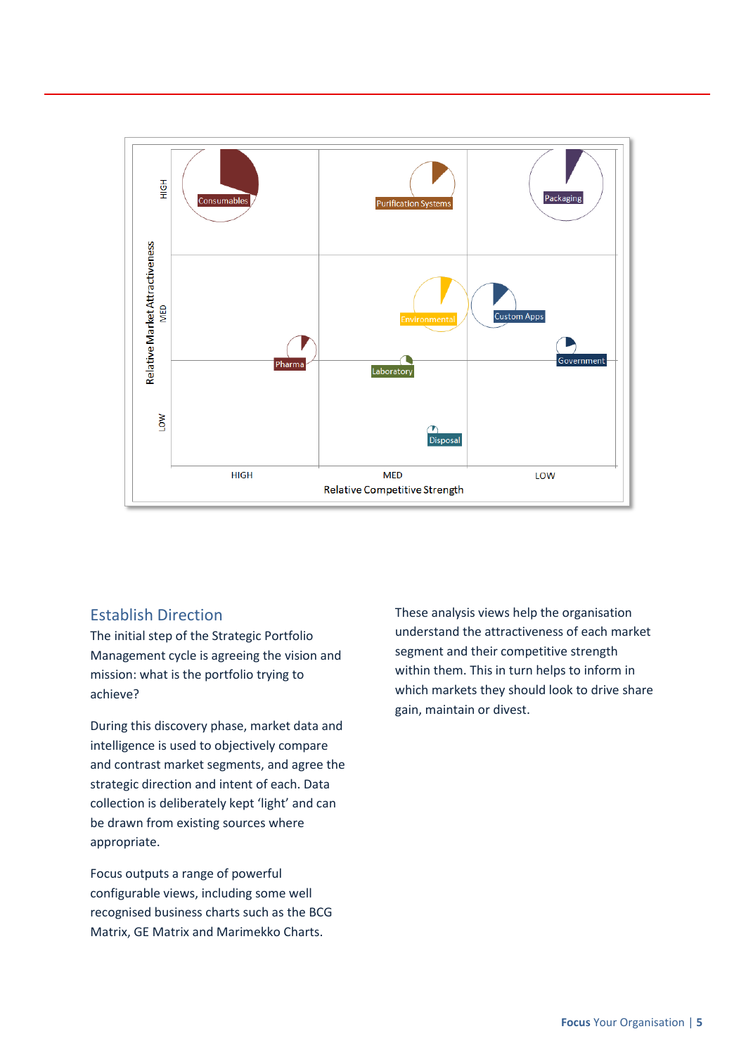Relative Market Attractiveness

HIGH / MED / LOW

Consumables, Purification Systems, Packaging, Environmental, Custom Apps, Pharma, Laboratory, Government, Disposal

HIGH / MED / LOW

Relative Competitive Strength

## Establish Direction

The initial step of the Strategic Portfolio Management cycle is agreeing the vision and mission: what is the portfolio trying to achieve?

During this discovery phase, market data and intelligence is used to objectively compare and contrast market segments, and agree the strategic direction and intent of each. Data collection is deliberately kept ‘light’ and can be drawn from existing sources where appropriate.

Focus outputs a range of powerful configurable views, including some well recognised business charts such as the BCG Matrix, GE Matrix and Marimekko Charts.

These analysis views help the organisation understand the attractiveness of each market segment and their competitive strength within them. This in turn helps to inform in which markets they should look to drive share gain, maintain or divest.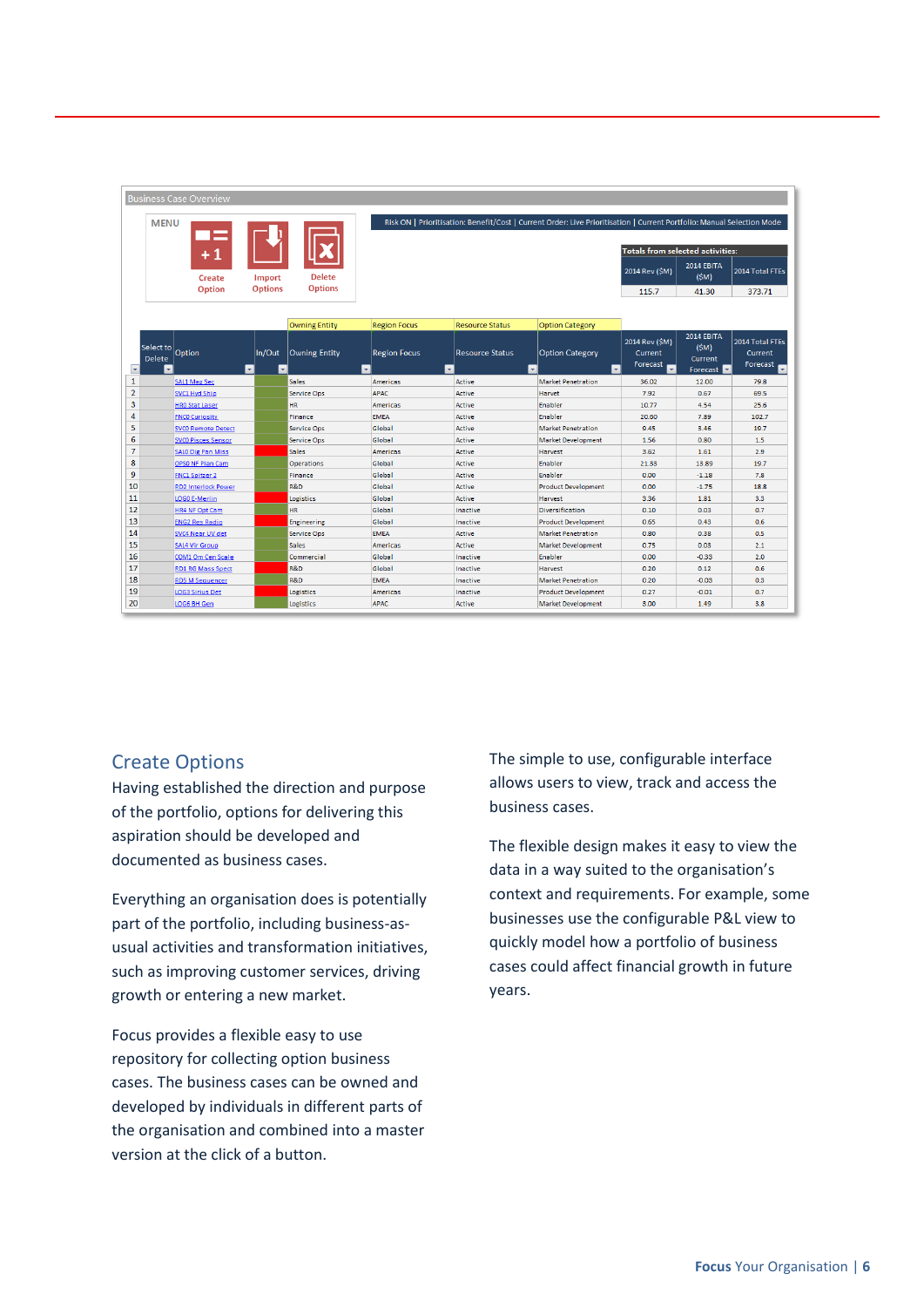Business Case Overview

MENU

Create Option | Import Options | Delete Options

Risk ON | Prioritisation: Benefit/Cost | Current Order: Live Prioritisation | Current Portfolio: Manual Selection Mode

| Totals from selected activities: | | |
|---|---|---|
| 2014 Rev ($M) | 2014 EBITA ($M) | 2014 Total FTEs |
| 115.7 | 41.30 | 373.71 |

| | Select to Delete | Option | In/Out | Owning Entity | Region Focus | Resource Status | Option Category | 2014 Rev ($M) Current Forecast | 2014 EBITA ($M) Current Forecast | 2014 Total FTEs Current Forecast |
|---|---|---|---|---|---|---|---|---|---|---|
| 1 | | SA11 Mag Sec | | Sales | Americas | Active | Market Penetration | 36.02 | 12.00 | 79.8 |
| 2 | | SVC1 Hvd Ship | | Service Ops | APAC | Active | Harvest | 7.92 | 0.67 | 69.5 |
| 3 | | HR0 Stat Laser | | HR | Americas | Active | Enabler | 10.77 | 4.54 | 25.6 |
| 4 | | FNC0 Curiosity | | Finance | EMEA | Active | Enabler | 20.60 | 7.89 | 102.7 |
| 5 | | SVC0 Remote Detect | | Service Ops | Global | Active | Market Penetration | 9.45 | 3.46 | 10.7 |
| 6 | | SVC0 Pisces Sensor | | Service Ops | Global | Active | Market Development | 1.56 | 0.80 | 1.5 |
| 7 | | SA10 Dig Fan Miss | | Sales | Americas | Active | Harvest | 3.62 | 1.61 | 2.9 |
| 8 | | OPS0 NF Plan Cam | | Operations | Global | Active | Enabler | 21.33 | 13.89 | 19.7 |
| 9 | | FNC1 Spitzer 2 | | Finance | Global | Active | Enabler | 0.00 | -1.18 | 7.8 |
| 10 | | RD2 Interlock Power | | R&D | Global | Active | Product Development | 0.00 | -1.75 | 18.8 |
| 11 | | LOG0 E-Merlin | | Logistics | Global | Active | Harvest | 3.36 | 1.81 | 3.3 |
| 12 | | HR4 NF Opt Cam | | HR | Global | Inactive | Diversification | 0.10 | 0.03 | 0.7 |
| 13 | | ENG2 Res Radio | | Engineering | Global | Inactive | Product Development | 0.65 | 0.43 | 0.6 |
| 14 | | SVC4 Near UV det | | Service Ops | EMEA | Active | Market Penetration | 0.80 | 0.38 | 0.5 |
| 15 | | SA14 Vir Group | | Sales | Americas | Active | Market Development | 0.75 | 0.03 | 2.1 |
| 16 | | COM1 Om Cen Scale | | Commercial | Global | Inactive | Enabler | 0.00 | -0.33 | 2.0 |
| 17 | | RD1 RG Mass Spect | | R&D | Global | Inactive | Harvest | 0.20 | 0.12 | 0.6 |
| 18 | | RD5 M Sequencer | | R&D | EMEA | Inactive | Market Penetration | 0.20 | -0.03 | 0.3 |
| 19 | | LOG3 Sirius Det | | Logistics | Americas | Inactive | Product Development | 0.27 | -0.01 | 0.7 |
| 20 | | LOG6 BH Gen | | Logistics | APAC | Active | Market Development | 3.00 | 1.49 | 3.8 |

## Create Options

Having established the direction and purpose of the portfolio, options for delivering this aspiration should be developed and documented as business cases.

Everything an organisation does is potentially part of the portfolio, including business-as-usual activities and transformation initiatives, such as improving customer services, driving growth or entering a new market.

Focus provides a flexible easy to use repository for collecting option business cases. The business cases can be owned and developed by individuals in different parts of the organisation and combined into a master version at the click of a button.

The simple to use, configurable interface allows users to view, track and access the business cases.

The flexible design makes it easy to view the data in a way suited to the organisation's context and requirements. For example, some businesses use the configurable P&L view to quickly model how a portfolio of business cases could affect financial growth in future years.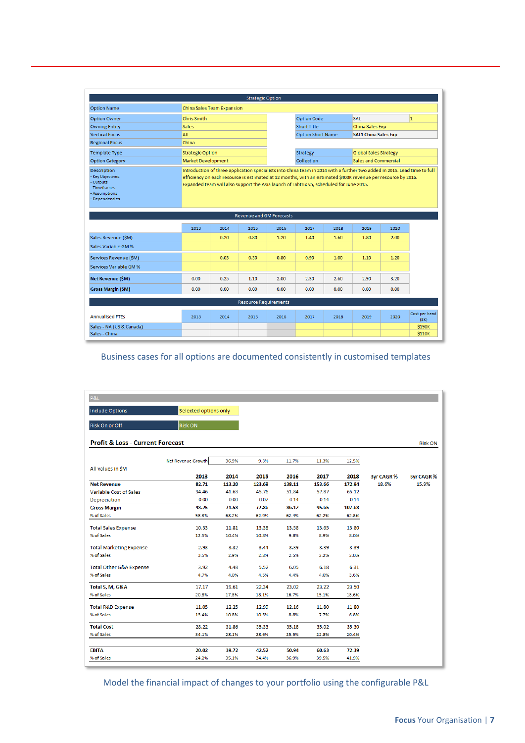### Strategic Option

| | | | |
|---|---|---|---|
| Option Name | China Sales Team Expansion | | |
| Option Owner | Chris Smith | Option Code | SAL 1 |
| Owning Entity | Sales | Short Title | China Sales Exp |
| Vertical Focus | All | Option Short Name | SAL1 China Sales Exp |
| Regional Focus | China | | |
| Template Type | Strategic Option | Strategy | Global Sales Strategy |
| Option Category | Market Development | Collection | Sales and Commercial |

**Description**
- Key Objectives
- Outputs
- Timeframes
- Assumptions
- Dependencies

Introduction of three application specialists into China team in 2014 with a further two added in 2015. Lead time to full efficiency on each resource is estimated at 12 months, with an estimated $400K revenue per resource by 2016. Expanded team will also support the Asia launch of Labtrix v5, scheduled for June 2015.

### Revenue and GM Forecasts

| | 2013 | 2014 | 2015 | 2016 | 2017 | 2018 | 2019 | 2020 |
|---|---|---|---|---|---|---|---|---|
| Sales Revenue ($M) | | 0.20 | 0.80 | 1.20 | 1.40 | 1.60 | 1.80 | 2.00 |
| Sales Variable GM % | | | | | | | | |
| Services Revenue ($M) | | 0.05 | 0.30 | 0.80 | 0.90 | 1.00 | 1.10 | 1.20 |
| Services Variable GM % | | | | | | | | |
| **Net Revenue ($M)** | 0.00 | 0.25 | 1.10 | 2.00 | 2.30 | 2.60 | 2.90 | 3.20 |
| **Gross Margin ($M)** | 0.00 | 0.00 | 0.00 | 0.00 | 0.00 | 0.00 | 0.00 | 0.00 |

### Resource Requirements

| Annualised FTEs | 2013 | 2014 | 2015 | 2016 | 2017 | 2018 | 2019 | 2020 | Cost per head ($K) |
|---|---|---|---|---|---|---|---|---|---|
| Sales - NA (US & Canada) | | | | | | | | | $190K |
| Sales - China | | | | | | | | | $110K |

Business cases for all options are documented consistently in customised templates

### P&L

| | |
|---|---|
| Include Options | Selected options only |
| Risk On or Off | Risk ON |

**Profit & Loss - Current Forecast** Risk ON

All values in $M

| | 2013 | 2014 | 2015 | 2016 | 2017 | 2018 | 3yr CAGR % | 5yr CAGR % |
|---|---|---|---|---|---|---|---|---|
| Net Revenue Growth | | 36.9% | 9.3% | 11.7% | 11.3% | 12.5% | | |
| **Net Revenue** | 82.71 | 113.20 | 123.69 | 138.11 | 153.66 | 172.94 | 18.6% | 15.9% |
| Variable Cost of Sales | 34.46 | 41.63 | 45.76 | 51.84 | 57.87 | 65.12 | | |
| Depreciation | 0.00 | 0.00 | 0.07 | 0.14 | 0.14 | 0.14 | | |
| **Gross Margin** | 48.25 | 71.58 | 77.86 | 86.12 | 95.65 | 107.68 | | |
| % of Sales | 58.3% | 63.2% | 62.9% | 62.4% | 62.2% | 62.3% | | |
| Total Sales Expense | 10.33 | 11.81 | 13.38 | 13.58 | 13.65 | 13.80 | | |
| % of Sales | 12.5% | 10.4% | 10.8% | 9.8% | 8.9% | 8.0% | | |
| Total Marketing Expense | 2.93 | 3.32 | 3.44 | 3.39 | 3.39 | 3.39 | | |
| % of Sales | 3.5% | 2.9% | 2.8% | 2.5% | 2.2% | 2.0% | | |
| Total Other G&A Expense | 3.92 | 4.48 | 5.52 | 6.05 | 6.18 | 6.31 | | |
| % of Sales | 4.7% | 4.0% | 4.5% | 4.4% | 4.0% | 3.6% | | |
| **Total S, M, G&A** | 17.17 | 19.61 | 22.34 | 23.02 | 23.22 | 23.50 | | |
| % of Sales | 20.8% | 17.3% | 18.1% | 16.7% | 15.1% | 13.6% | | |
| Total R&D Expense | 11.05 | 12.25 | 12.99 | 12.16 | 11.80 | 11.80 | | |
| % of Sales | 13.4% | 10.8% | 10.5% | 8.8% | 7.7% | 6.8% | | |
| **Total Cost** | 28.22 | 31.86 | 35.33 | 35.18 | 35.02 | 35.30 | | |
| % of Sales | 34.1% | 28.1% | 28.6% | 25.5% | 22.8% | 20.4% | | |
| **EBITA** | 20.02 | 39.72 | 42.52 | 50.94 | 60.63 | 72.39 | | |
| % of Sales | 24.2% | 35.1% | 34.4% | 36.9% | 39.5% | 41.9% | | |

Model the financial impact of changes to your portfolio using the configurable P&L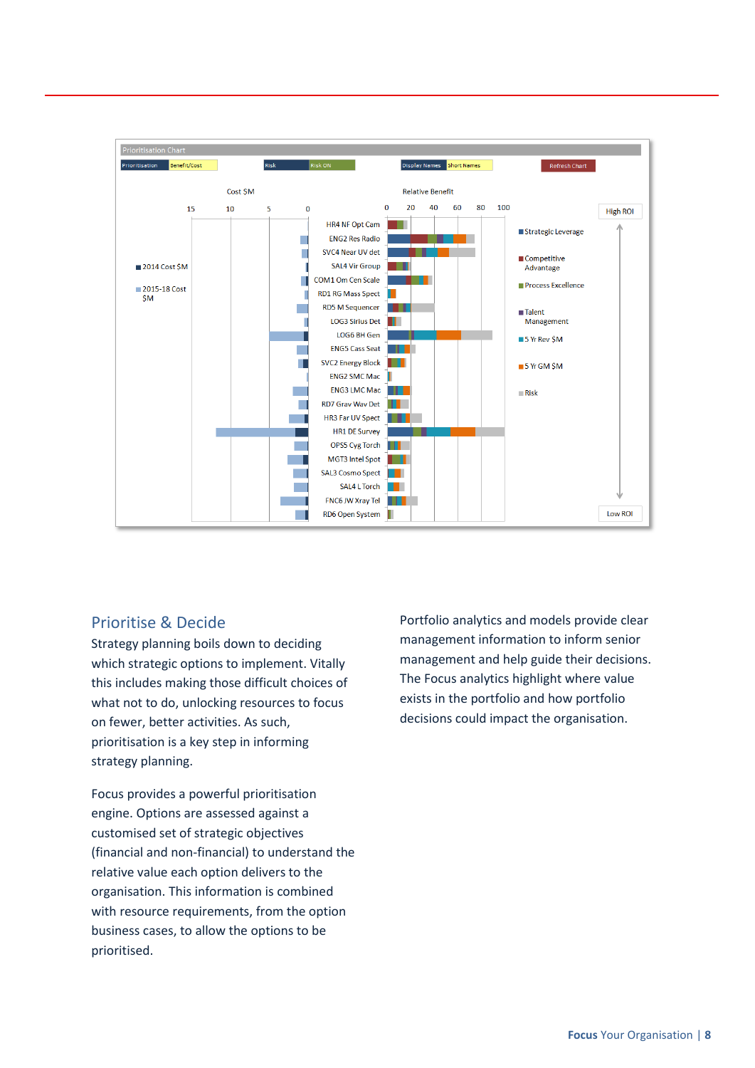Prioritisation Chart

Prioritisation | Benefit/Cost | Risk | Risk ON | Display Names | Short Names | Refresh Chart

Cost $M

15 10 5 0

Relative Benefit

0 20 40 60 80 100

High ROI

■ 2014 Cost $M

■ 2015-18 Cost $M

HR4 NF Opt Cam
ENG2 Res Radio
SVC4 Near UV det
SAL4 Vir Group
COM1 Om Cen Scale
RD1 RG Mass Spect
RD5 M Sequencer
LOG3 Sirius Det
LOG6 BH Gen
ENG5 Cass Seat
SVC2 Energy Block
ENG2 SMC Mac
ENG3 LMC Mac
RD7 Grav Wav Det
HR3 Far UV Spect
HR1 DE Survey
OPS5 Cyg Torch
MGT3 Intel Spot
SAL3 Cosmo Spect
SAL4 L Torch
FNC6 JW Xray Tel
RD6 Open System

■ Strategic Leverage

■ Competitive Advantage

■ Process Excellence

■ Talent Management

■ 5 Yr Rev $M

■ 5 Yr GM $M

■ Risk

Low ROI

## Prioritise & Decide

Strategy planning boils down to deciding which strategic options to implement. Vitally this includes making those difficult choices of what not to do, unlocking resources to focus on fewer, better activities. As such, prioritisation is a key step in informing strategy planning.

Focus provides a powerful prioritisation engine. Options are assessed against a customised set of strategic objectives (financial and non-financial) to understand the relative value each option delivers to the organisation. This information is combined with resource requirements, from the option business cases, to allow the options to be prioritised.

Portfolio analytics and models provide clear management information to inform senior management and help guide their decisions. The Focus analytics highlight where value exists in the portfolio and how portfolio decisions could impact the organisation.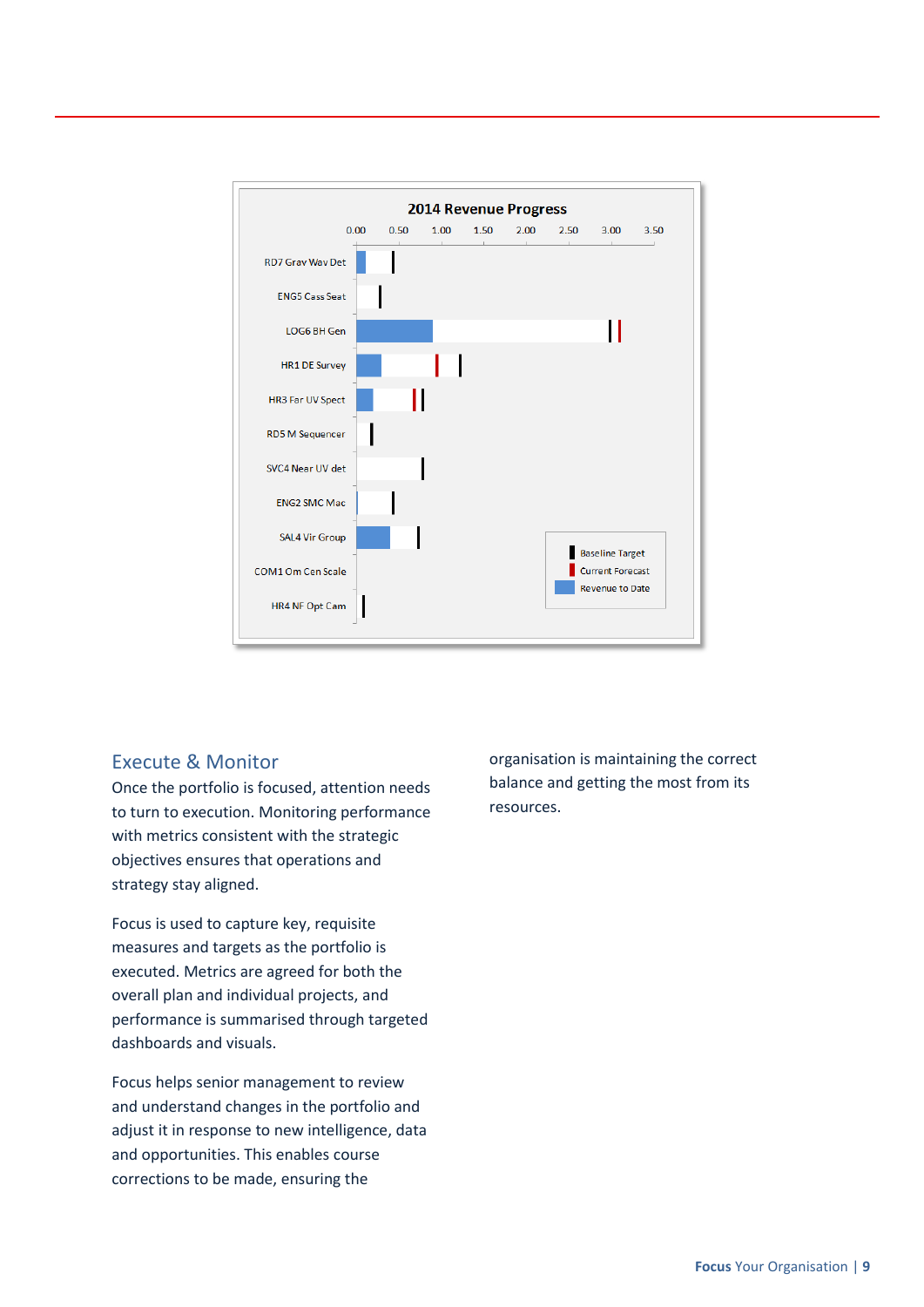## Execute & Monitor

Once the portfolio is focused, attention needs to turn to execution. Monitoring performance with metrics consistent with the strategic objectives ensures that operations and strategy stay aligned.

Focus is used to capture key, requisite measures and targets as the portfolio is executed. Metrics are agreed for both the overall plan and individual projects, and performance is summarised through targeted dashboards and visuals.

Focus helps senior management to review and understand changes in the portfolio and adjust it in response to new intelligence, data and opportunities. This enables course corrections to be made, ensuring the organisation is maintaining the correct balance and getting the most from its resources.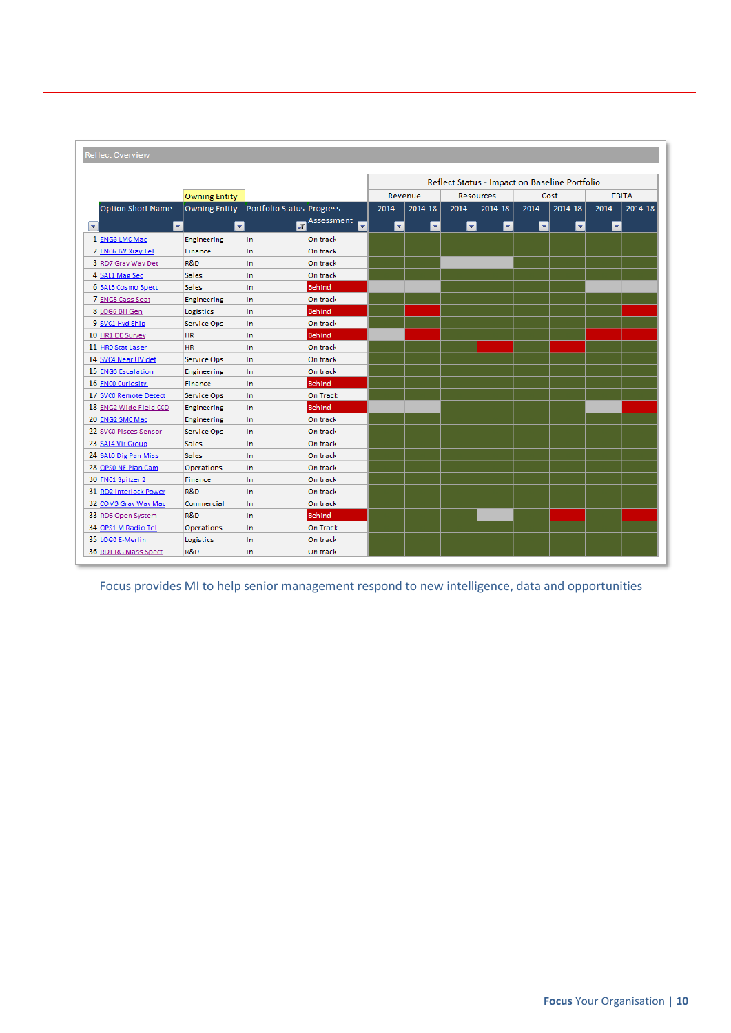Reflect Overview

| | Option Short Name | Owning Entity | Portfolio Status | Progress Assessment | Revenue 2014 | Revenue 2014-18 | Resources 2014 | Resources 2014-18 | Cost 2014 | Cost 2014-18 | EBITA 2014 | EBITA 2014-18 |
|---|---|---|---|---|---|---|---|---|---|---|---|---|
| 1 | ENG3 LMC Mac | Engineering | In | On track | | | | | | | | |
| 2 | FNC6 JW Xray Tel | Finance | In | On track | | | | | | | | |
| 3 | RD7 Grav Wav Det | R&D | In | On track | | | | | | | | |
| 4 | SAL1 Mag Sec | Sales | In | On track | | | | | | | | |
| 6 | SAL3 Cosmo Spect | Sales | In | Behind | | | | | | | | |
| 7 | ENG5 Cass Seat | Engineering | In | On track | | | | | | | | |
| 8 | LOG6 BH Gen | Logistics | In | Behind | | | | | | | | |
| 9 | SVC1 Hyd Ship | Service Ops | In | On track | | | | | | | | |
| 10 | HR1 DE Survey | HR | In | Behind | | | | | | | | |
| 11 | HR0 Stet Laser | HR | In | On track | | | | | | | | |
| 14 | SVC4 Near UV det | Service Ops | In | On track | | | | | | | | |
| 15 | ENG3 Escalation | Engineering | In | On track | | | | | | | | |
| 16 | FNC0 Curiosity | Finance | In | Behind | | | | | | | | |
| 17 | SVC0 Remote Detect | Service Ops | In | On Track | | | | | | | | |
| 18 | ENG2 Wide Field CCD | Engineering | In | Behind | | | | | | | | |
| 20 | ENG2 SMC Mac | Engineering | In | On track | | | | | | | | |
| 22 | SVC0 Pisces Sensor | Service Ops | In | On track | | | | | | | | |
| 23 | SAL4 Vir Group | Sales | In | On track | | | | | | | | |
| 24 | SAL0 Dig Pan Miss | Sales | In | On track | | | | | | | | |
| 28 | OPS0 NF Plan Cam | Operations | In | On track | | | | | | | | |
| 30 | FNC1 Spitzer 2 | Finance | In | On track | | | | | | | | |
| 31 | RD2 Interlock Power | R&D | In | On track | | | | | | | | |
| 32 | COM3 Grav Wav Mac | Commercial | In | On track | | | | | | | | |
| 33 | RD5 Open System | R&D | In | Behind | | | | | | | | |
| 34 | OPS1 M Radio Tel | Operations | In | On Track | | | | | | | | |
| 35 | LOG0 E-Merlin | Logistics | In | On track | | | | | | | | |
| 36 | RD1 RG Mass Spect | R&D | In | On track | | | | | | | | |

Reflect Status - Impact on Baseline Portfolio

Focus provides MI to help senior management respond to new intelligence, data and opportunities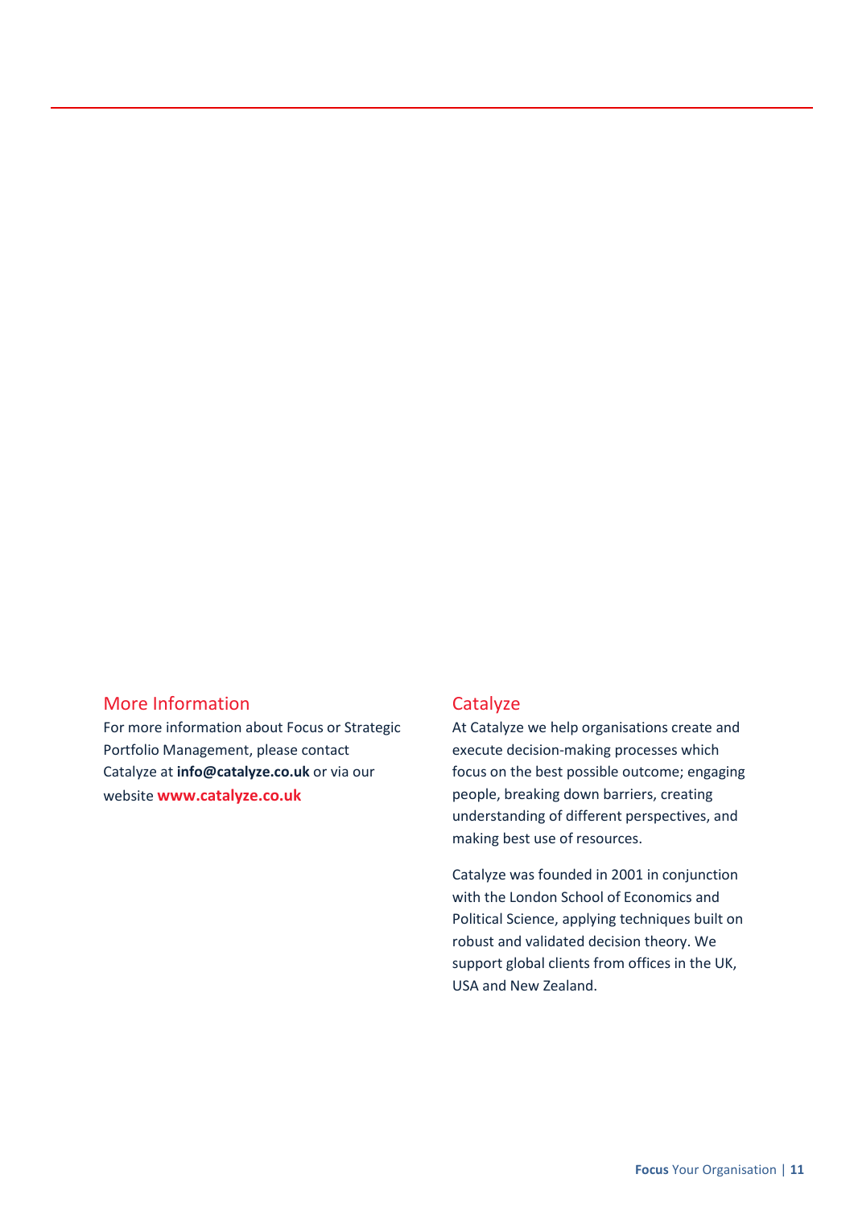## More Information

For more information about Focus or Strategic Portfolio Management, please contact Catalyze at **info@catalyze.co.uk** or via our website **www.catalyze.co.uk**

## Catalyze

At Catalyze we help organisations create and execute decision-making processes which focus on the best possible outcome; engaging people, breaking down barriers, creating understanding of different perspectives, and making best use of resources.

Catalyze was founded in 2001 in conjunction with the London School of Economics and Political Science, applying techniques built on robust and validated decision theory. We support global clients from offices in the UK, USA and New Zealand.